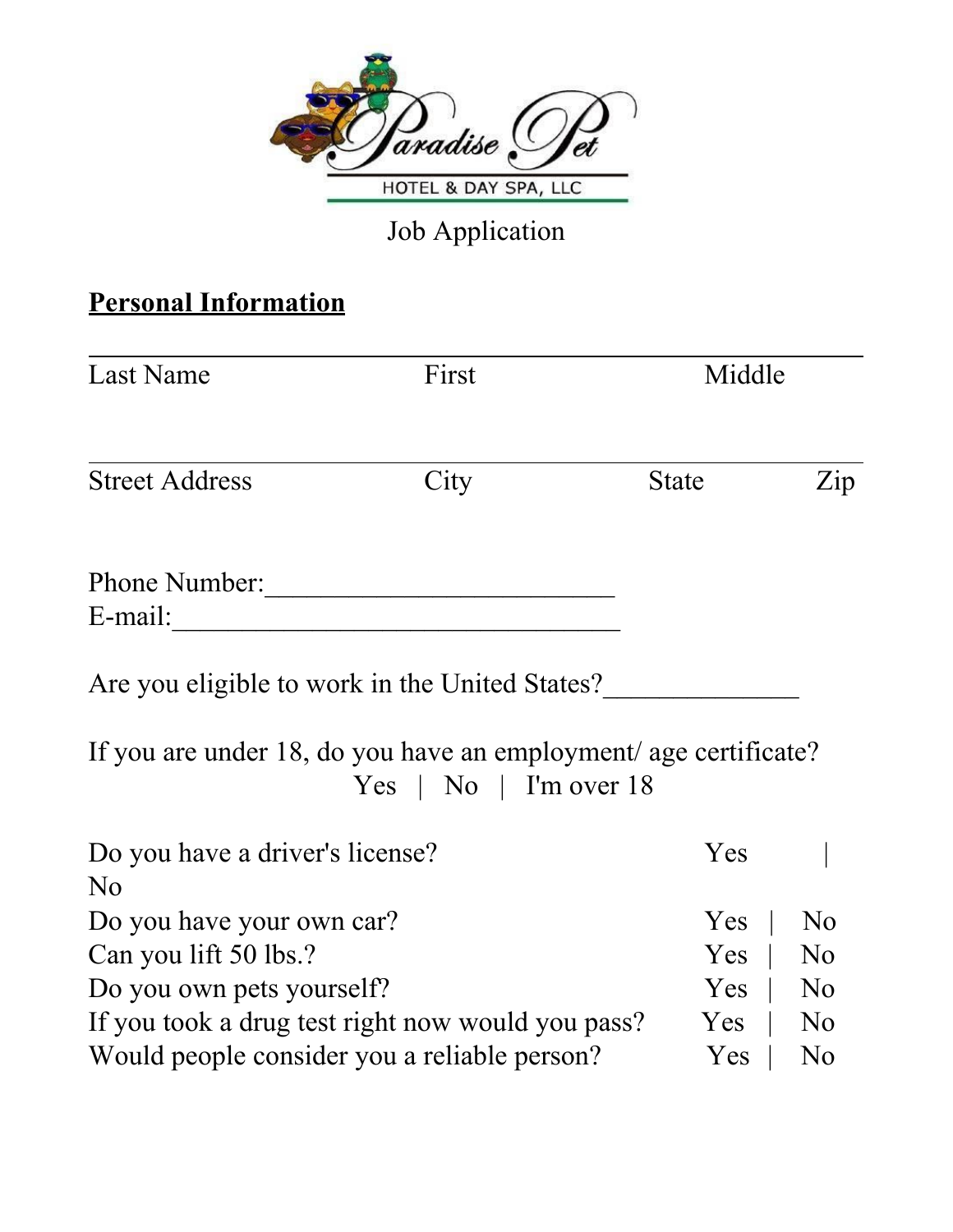Paradise Pet

HOTEL & DAY SPA, LLC

Job Application

**Personal Information**

______________________________________________________________

Last Name First Middle

______________________________________________________________

Street Address City State Zip

Phone Number:_________________________

E-mail:________________________________

Are you eligible to work in the United States?______________

If you are under 18, do you have an employment/ age certificate?

Yes | No | I'm over 18

Do you have a driver's license? Yes | No

Do you have your own car? Yes | No

Can you lift 50 lbs.? Yes | No

Do you own pets yourself? Yes | No

If you took a drug test right now would you pass? Yes | No

Would people consider you a reliable person? Yes | No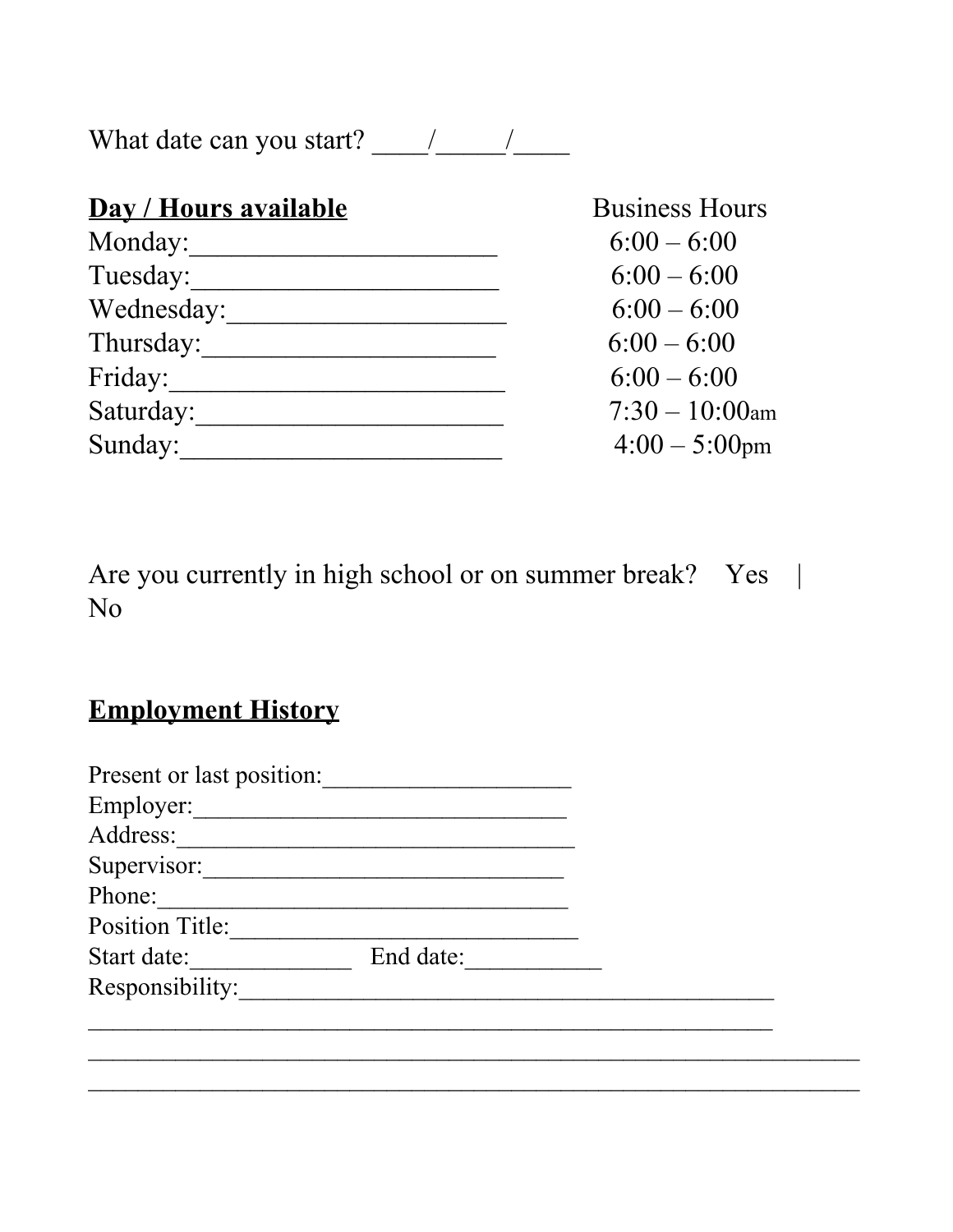What date can you start? ____/_____/____

| **Day / Hours available** | Business Hours |
| --- | --- |
| Monday:______________________ | 6:00 – 6:00 |
| Tuesday:______________________ | 6:00 – 6:00 |
| Wednesday:____________________ | 6:00 – 6:00 |
| Thursday:_____________________ | 6:00 – 6:00 |
| Friday:________________________ | 6:00 – 6:00 |
| Saturday:______________________ | 7:30 – 10:00am |
| Sunday:_______________________ | 4:00 – 5:00pm |

Are you currently in high school or on summer break? Yes | No

## Employment History

Present or last position:____________________
Employer:______________________________
Address:_________________________________
Supervisor:_____________________________
Phone:__________________________________
Position Title:___________________________
Start date:_____________ End date:___________
Responsibility:_______________________________________________
_______________________________________________________________
_____________________________________________________________________
_____________________________________________________________________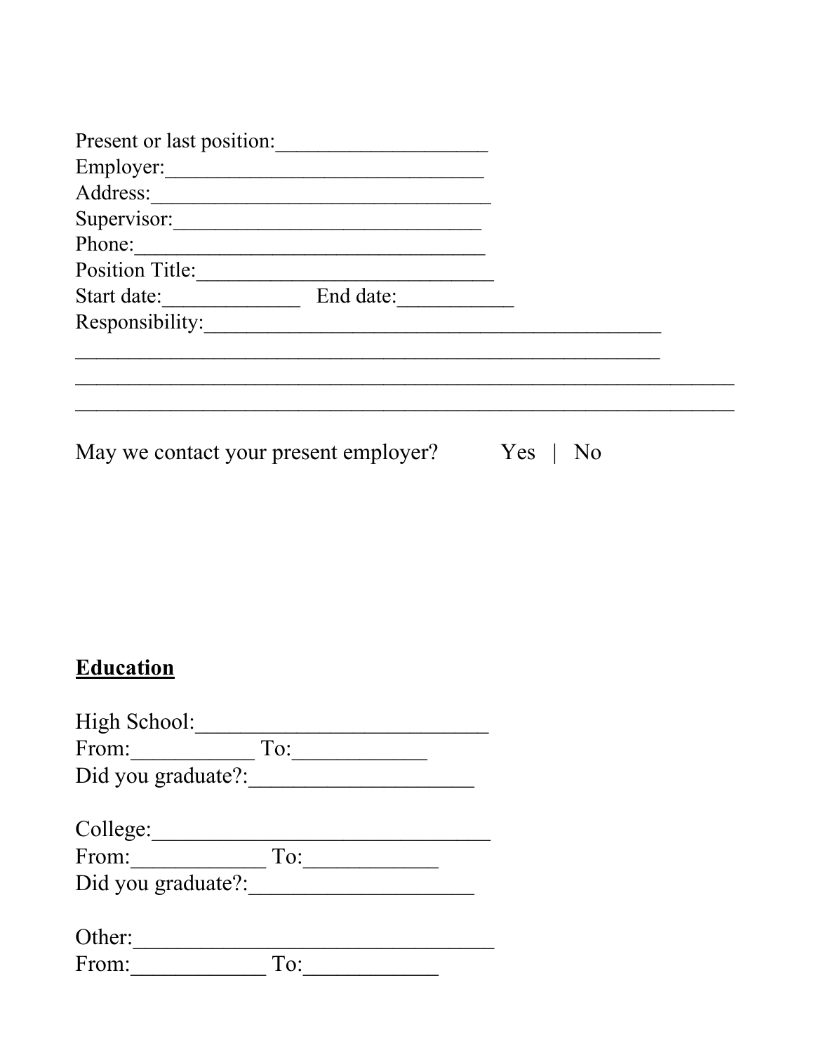Present or last position:____________________
Employer:_______________________________
Address:________________________________
Supervisor:_____________________________
Phone:_________________________________
Position Title:____________________________
Start date:_____________ End date:___________
Responsibility:____________________________________________
________________________________________________________
_______________________________________________________________
_______________________________________________________________

May we contact your present employer? Yes | No

## **Education**

High School:___________________________
From:___________ To:____________
Did you graduate?:____________________

College:______________________________
From:____________ To:____________
Did you graduate?:____________________

Other:_________________________________
From:____________ To:____________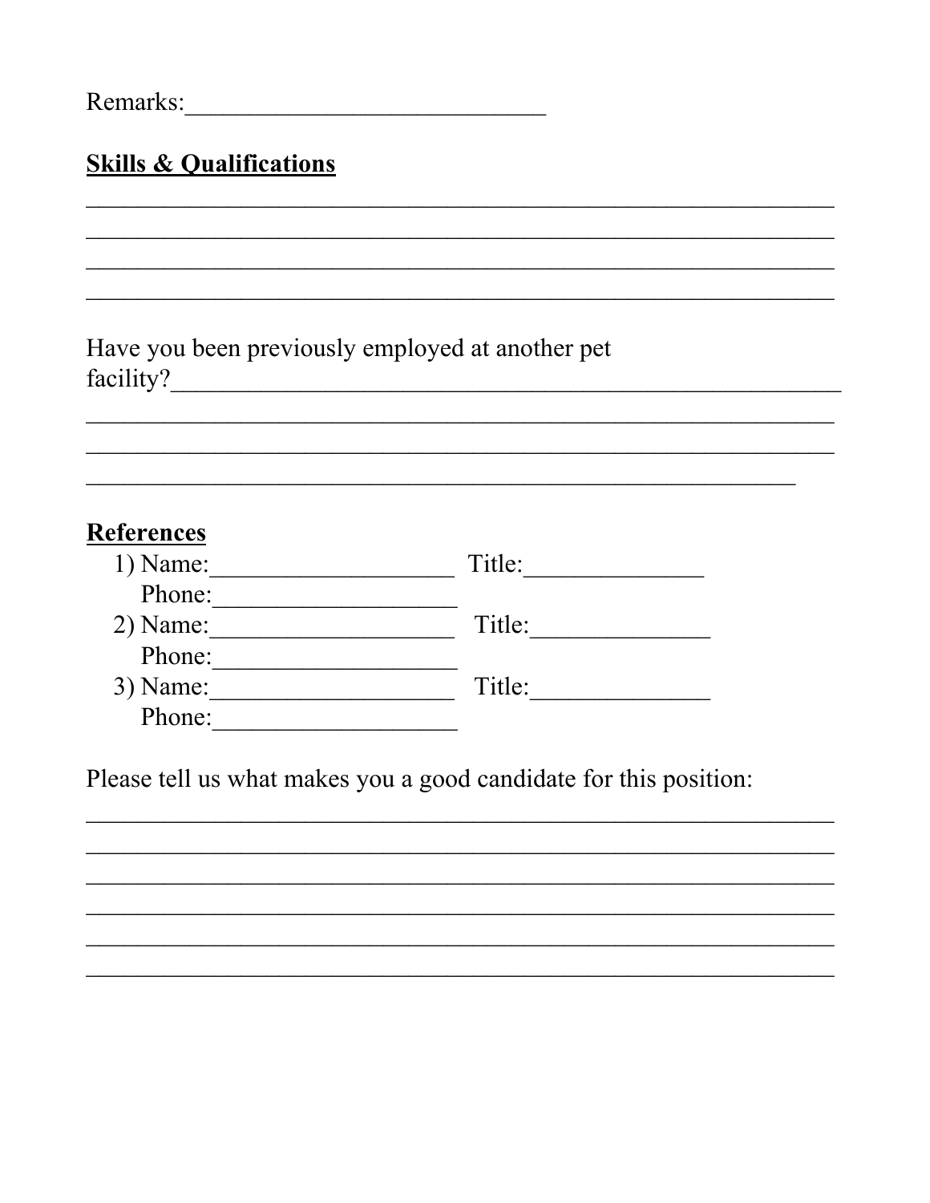Remarks:____________________________

**Skills & Qualifications**

___________________________________________________________
___________________________________________________________
___________________________________________________________
___________________________________________________________

Have you been previously employed at another pet facility?_______________________________________________________
___________________________________________________________
___________________________________________________________
______________________________________________________

**References**

1) Name:___________________ Title:______________
   Phone:___________________
2) Name:___________________ Title:______________
   Phone:___________________
3) Name:___________________ Title:______________
   Phone:___________________

Please tell us what makes you a good candidate for this position:

___________________________________________________________
___________________________________________________________
___________________________________________________________
___________________________________________________________
___________________________________________________________
___________________________________________________________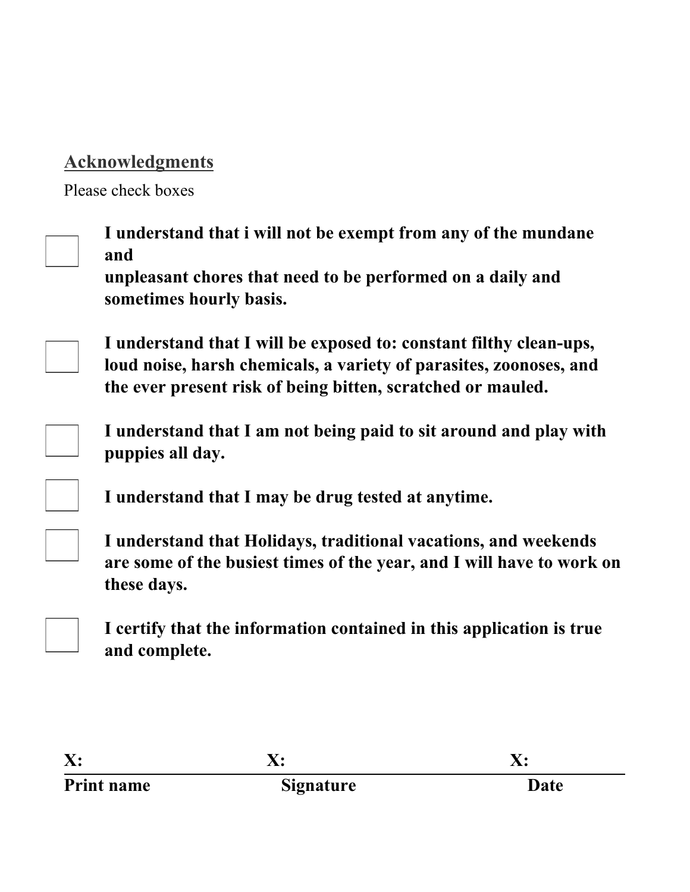## Acknowledgments

Please check boxes

- [ ] **I understand that i will not be exempt from any of the mundane and unpleasant chores that need to be performed on a daily and sometimes hourly basis.**

- [ ] **I understand that I will be exposed to: constant filthy clean-ups, loud noise, harsh chemicals, a variety of parasites, zoonoses, and the ever present risk of being bitten, scratched or mauled.**

- [ ] **I understand that I am not being paid to sit around and play with puppies all day.**

- [ ] **I understand that I may be drug tested at anytime.**

- [ ] **I understand that Holidays, traditional vacations, and weekends are some of the busiest times of the year, and I will have to work on these days.**

- [ ] **I certify that the information contained in this application is true and complete.**

| **X:** | **X:** | **X:** |
| --- | --- | --- |
| **Print name** | **Signature** | **Date** |